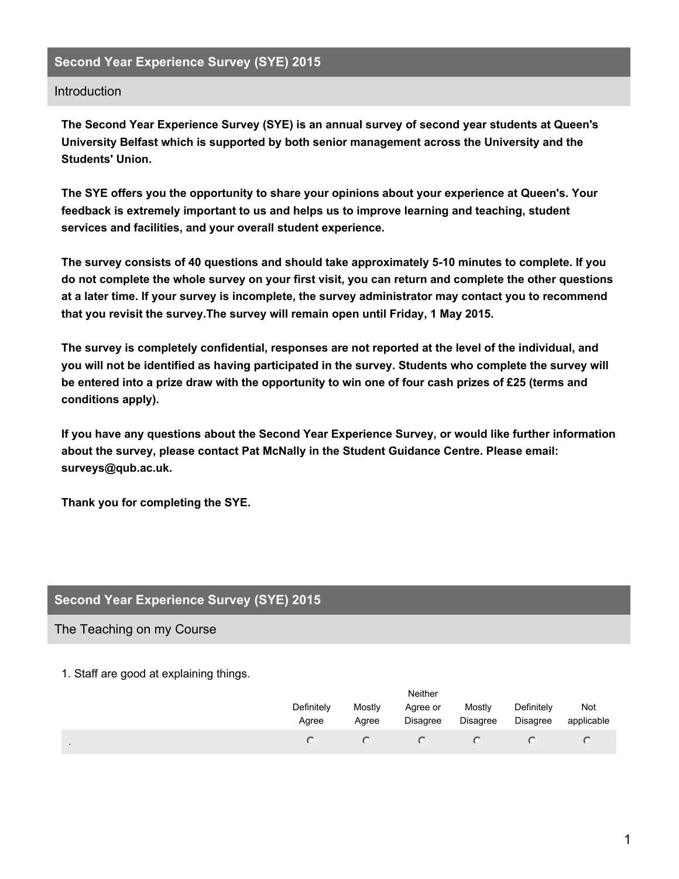## Second Year Experience Survey (SYE) 2015

### Introduction

**The Second Year Experience Survey (SYE) is an annual survey of second year students at Queen's University Belfast which is supported by both senior management across the University and the Students' Union.**

**The SYE offers you the opportunity to share your opinions about your experience at Queen's. Your feedback is extremely important to us and helps us to improve learning and teaching, student services and facilities, and your overall student experience.**

**The survey consists of 40 questions and should take approximately 5-10 minutes to complete. If you do not complete the whole survey on your first visit, you can return and complete the other questions at a later time. If your survey is incomplete, the survey administrator may contact you to recommend that you revisit the survey.The survey will remain open until Friday, 1 May 2015.**

**The survey is completely confidential, responses are not reported at the level of the individual, and you will not be identified as having participated in the survey. Students who complete the survey will be entered into a prize draw with the opportunity to win one of four cash prizes of £25 (terms and conditions apply).**

**If you have any questions about the Second Year Experience Survey, or would like further information about the survey, please contact Pat McNally in the Student Guidance Centre. Please email: surveys@qub.ac.uk.**

**Thank you for completing the SYE.**

## Second Year Experience Survey (SYE) 2015

### The Teaching on my Course

1. Staff are good at explaining things.

| | Definitely Agree | Mostly Agree | Neither Agree or Disagree | Mostly Disagree | Definitely Disagree | Not applicable |
|---|---|---|---|---|---|---|
| . | ○ | ○ | ○ | ○ | ○ | ○ |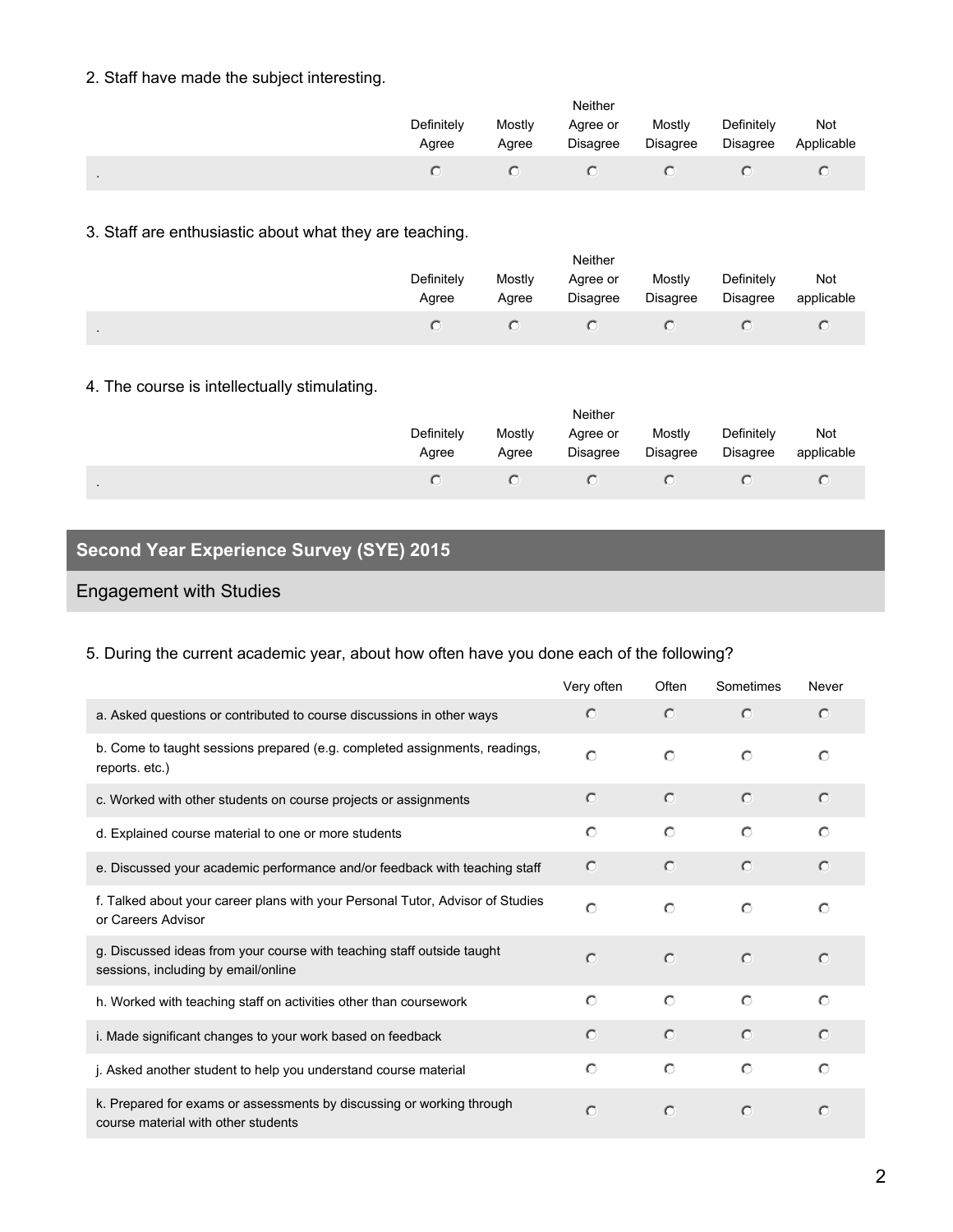2. Staff have made the subject interesting.

| | Definitely Agree | Mostly Agree | Neither Agree or Disagree | Mostly Disagree | Definitely Disagree | Not Applicable |
|---|---|---|---|---|---|---|
| . | ○ | ○ | ○ | ○ | ○ | ○ |

3. Staff are enthusiastic about what they are teaching.

| | Definitely Agree | Mostly Agree | Neither Agree or Disagree | Mostly Disagree | Definitely Disagree | Not applicable |
|---|---|---|---|---|---|---|
| . | ○ | ○ | ○ | ○ | ○ | ○ |

4. The course is intellectually stimulating.

| | Definitely Agree | Mostly Agree | Neither Agree or Disagree | Mostly Disagree | Definitely Disagree | Not applicable |
|---|---|---|---|---|---|---|
| . | ○ | ○ | ○ | ○ | ○ | ○ |

## Second Year Experience Survey (SYE) 2015

### Engagement with Studies

5. During the current academic year, about how often have you done each of the following?

| | Very often | Often | Sometimes | Never |
|---|---|---|---|---|
| a. Asked questions or contributed to course discussions in other ways | ○ | ○ | ○ | ○ |
| b. Come to taught sessions prepared (e.g. completed assignments, readings, reports. etc.) | ○ | ○ | ○ | ○ |
| c. Worked with other students on course projects or assignments | ○ | ○ | ○ | ○ |
| d. Explained course material to one or more students | ○ | ○ | ○ | ○ |
| e. Discussed your academic performance and/or feedback with teaching staff | ○ | ○ | ○ | ○ |
| f. Talked about your career plans with your Personal Tutor, Advisor of Studies or Careers Advisor | ○ | ○ | ○ | ○ |
| g. Discussed ideas from your course with teaching staff outside taught sessions, including by email/online | ○ | ○ | ○ | ○ |
| h. Worked with teaching staff on activities other than coursework | ○ | ○ | ○ | ○ |
| i. Made significant changes to your work based on feedback | ○ | ○ | ○ | ○ |
| j. Asked another student to help you understand course material | ○ | ○ | ○ | ○ |
| k. Prepared for exams or assessments by discussing or working through course material with other students | ○ | ○ | ○ | ○ |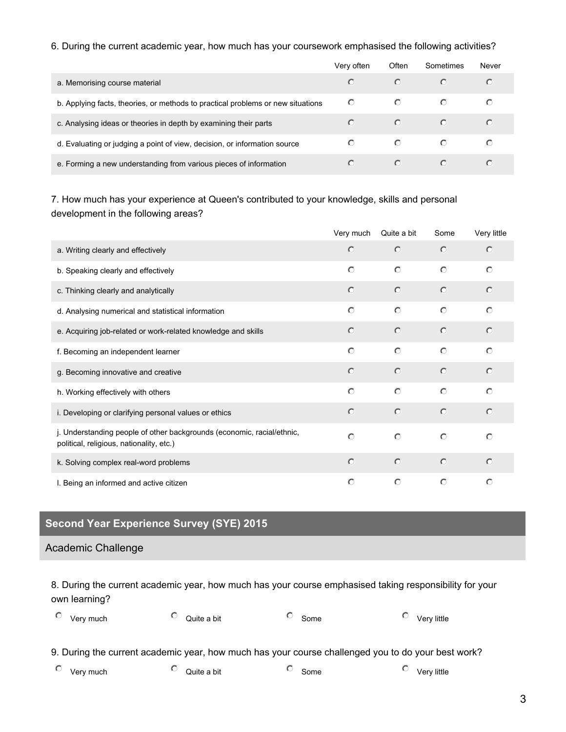6. During the current academic year, how much has your coursework emphasised the following activities?

| | Very often | Often | Sometimes | Never |
|---|---|---|---|---|
| a. Memorising course material | ○ | ○ | ○ | ○ |
| b. Applying facts, theories, or methods to practical problems or new situations | ○ | ○ | ○ | ○ |
| c. Analysing ideas or theories in depth by examining their parts | ○ | ○ | ○ | ○ |
| d. Evaluating or judging a point of view, decision, or information source | ○ | ○ | ○ | ○ |
| e. Forming a new understanding from various pieces of information | ○ | ○ | ○ | ○ |

7. How much has your experience at Queen's contributed to your knowledge, skills and personal development in the following areas?

| | Very much | Quite a bit | Some | Very little |
|---|---|---|---|---|
| a. Writing clearly and effectively | ○ | ○ | ○ | ○ |
| b. Speaking clearly and effectively | ○ | ○ | ○ | ○ |
| c. Thinking clearly and analytically | ○ | ○ | ○ | ○ |
| d. Analysing numerical and statistical information | ○ | ○ | ○ | ○ |
| e. Acquiring job-related or work-related knowledge and skills | ○ | ○ | ○ | ○ |
| f. Becoming an independent learner | ○ | ○ | ○ | ○ |
| g. Becoming innovative and creative | ○ | ○ | ○ | ○ |
| h. Working effectively with others | ○ | ○ | ○ | ○ |
| i. Developing or clarifying personal values or ethics | ○ | ○ | ○ | ○ |
| j. Understanding people of other backgrounds (economic, racial/ethnic, political, religious, nationality, etc.) | ○ | ○ | ○ | ○ |
| k. Solving complex real-word problems | ○ | ○ | ○ | ○ |
| l. Being an informed and active citizen | ○ | ○ | ○ | ○ |

## Second Year Experience Survey (SYE) 2015

### Academic Challenge

8. During the current academic year, how much has your course emphasised taking responsibility for your own learning?

○ Very much ○ Quite a bit ○ Some ○ Very little

9. During the current academic year, how much has your course challenged you to do your best work?

○ Very much ○ Quite a bit ○ Some ○ Very little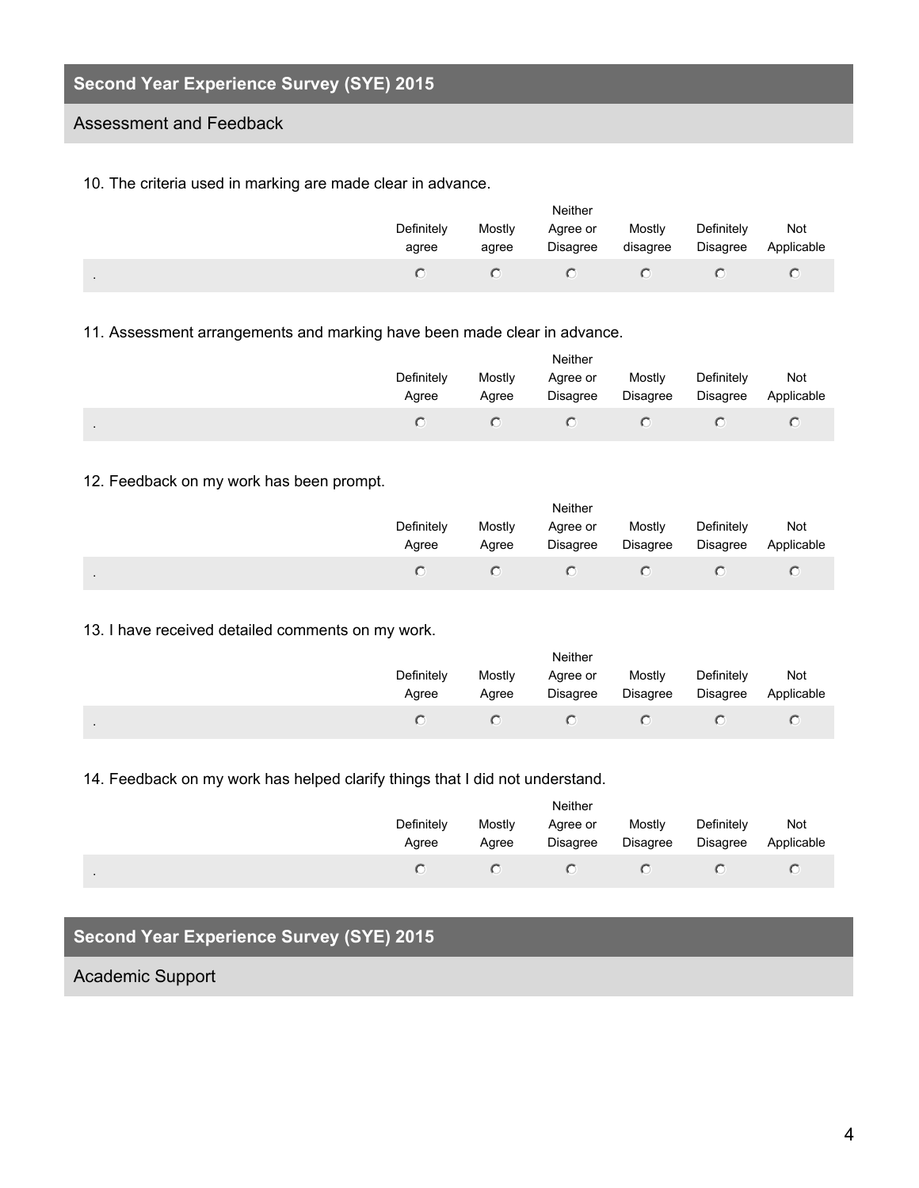## Second Year Experience Survey (SYE) 2015

### Assessment and Feedback

10. The criteria used in marking are made clear in advance.

| | Definitely agree | Mostly agree | Neither Agree or Disagree | Mostly disagree | Definitely Disagree | Not Applicable |
|---|---|---|---|---|---|---|
| . | ○ | ○ | ○ | ○ | ○ | ○ |

11. Assessment arrangements and marking have been made clear in advance.

| | Definitely Agree | Mostly Agree | Neither Agree or Disagree | Mostly Disagree | Definitely Disagree | Not Applicable |
|---|---|---|---|---|---|---|
| . | ○ | ○ | ○ | ○ | ○ | ○ |

12. Feedback on my work has been prompt.

| | Definitely Agree | Mostly Agree | Neither Agree or Disagree | Mostly Disagree | Definitely Disagree | Not Applicable |
|---|---|---|---|---|---|---|
| . | ○ | ○ | ○ | ○ | ○ | ○ |

13. I have received detailed comments on my work.

| | Definitely Agree | Mostly Agree | Neither Agree or Disagree | Mostly Disagree | Definitely Disagree | Not Applicable |
|---|---|---|---|---|---|---|
| . | ○ | ○ | ○ | ○ | ○ | ○ |

14. Feedback on my work has helped clarify things that I did not understand.

| | Definitely Agree | Mostly Agree | Neither Agree or Disagree | Mostly Disagree | Definitely Disagree | Not Applicable |
|---|---|---|---|---|---|---|
| . | ○ | ○ | ○ | ○ | ○ | ○ |

## Second Year Experience Survey (SYE) 2015

### Academic Support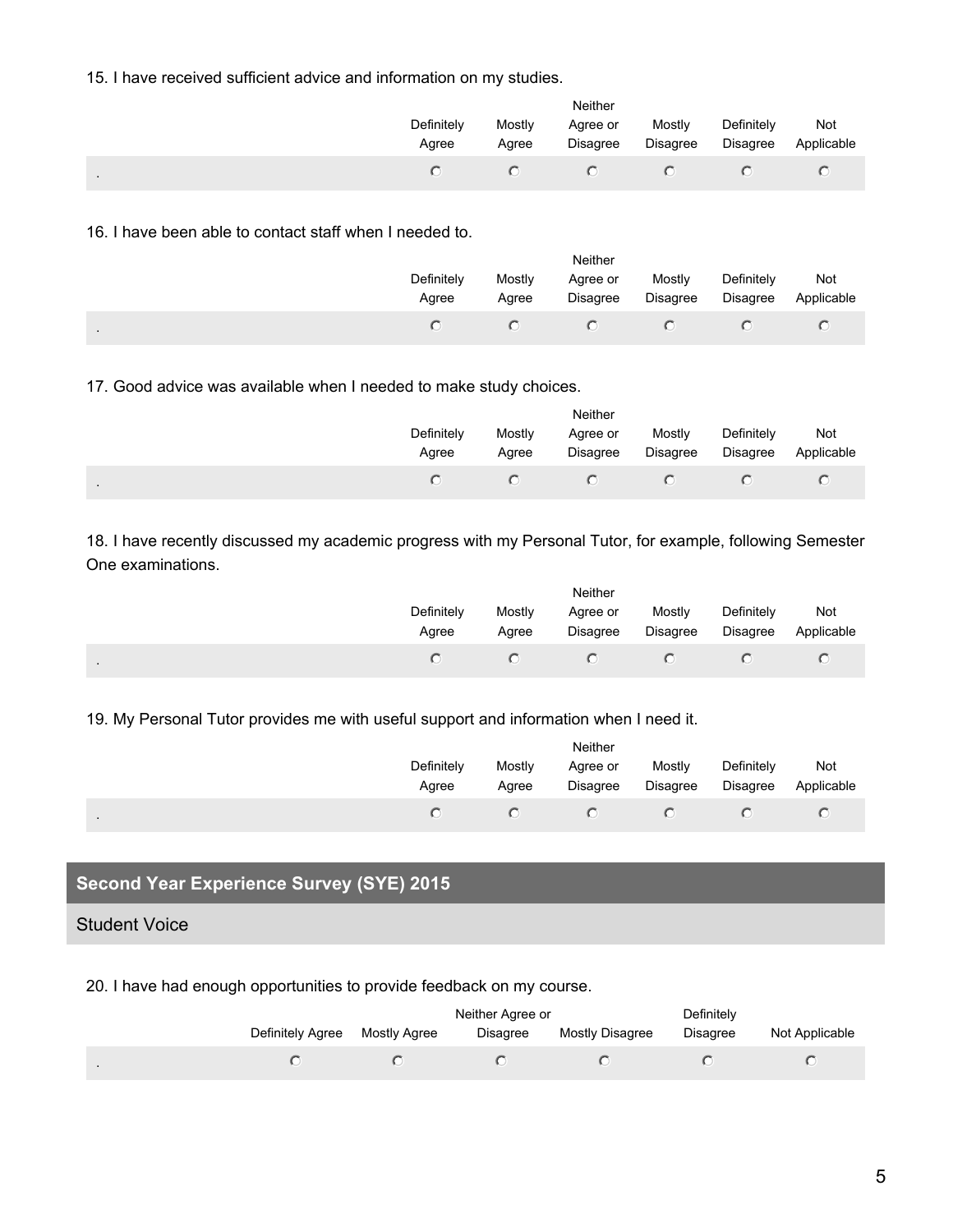15. I have received sufficient advice and information on my studies.

| | Definitely Agree | Mostly Agree | Neither Agree or Disagree | Mostly Disagree | Definitely Disagree | Not Applicable |
|---|---|---|---|---|---|---|
| . | ○ | ○ | ○ | ○ | ○ | ○ |

16. I have been able to contact staff when I needed to.

| | Definitely Agree | Mostly Agree | Neither Agree or Disagree | Mostly Disagree | Definitely Disagree | Not Applicable |
|---|---|---|---|---|---|---|
| . | ○ | ○ | ○ | ○ | ○ | ○ |

17. Good advice was available when I needed to make study choices.

| | Definitely Agree | Mostly Agree | Neither Agree or Disagree | Mostly Disagree | Definitely Disagree | Not Applicable |
|---|---|---|---|---|---|---|
| . | ○ | ○ | ○ | ○ | ○ | ○ |

18. I have recently discussed my academic progress with my Personal Tutor, for example, following Semester One examinations.

| | Definitely Agree | Mostly Agree | Neither Agree or Disagree | Mostly Disagree | Definitely Disagree | Not Applicable |
|---|---|---|---|---|---|---|
| . | ○ | ○ | ○ | ○ | ○ | ○ |

19. My Personal Tutor provides me with useful support and information when I need it.

| | Definitely Agree | Mostly Agree | Neither Agree or Disagree | Mostly Disagree | Definitely Disagree | Not Applicable |
|---|---|---|---|---|---|---|
| . | ○ | ○ | ○ | ○ | ○ | ○ |

## Second Year Experience Survey (SYE) 2015

### Student Voice

20. I have had enough opportunities to provide feedback on my course.

| | Definitely Agree | Mostly Agree | Neither Agree or Disagree | Mostly Disagree | Definitely Disagree | Not Applicable |
|---|---|---|---|---|---|---|
| . | ○ | ○ | ○ | ○ | ○ | ○ |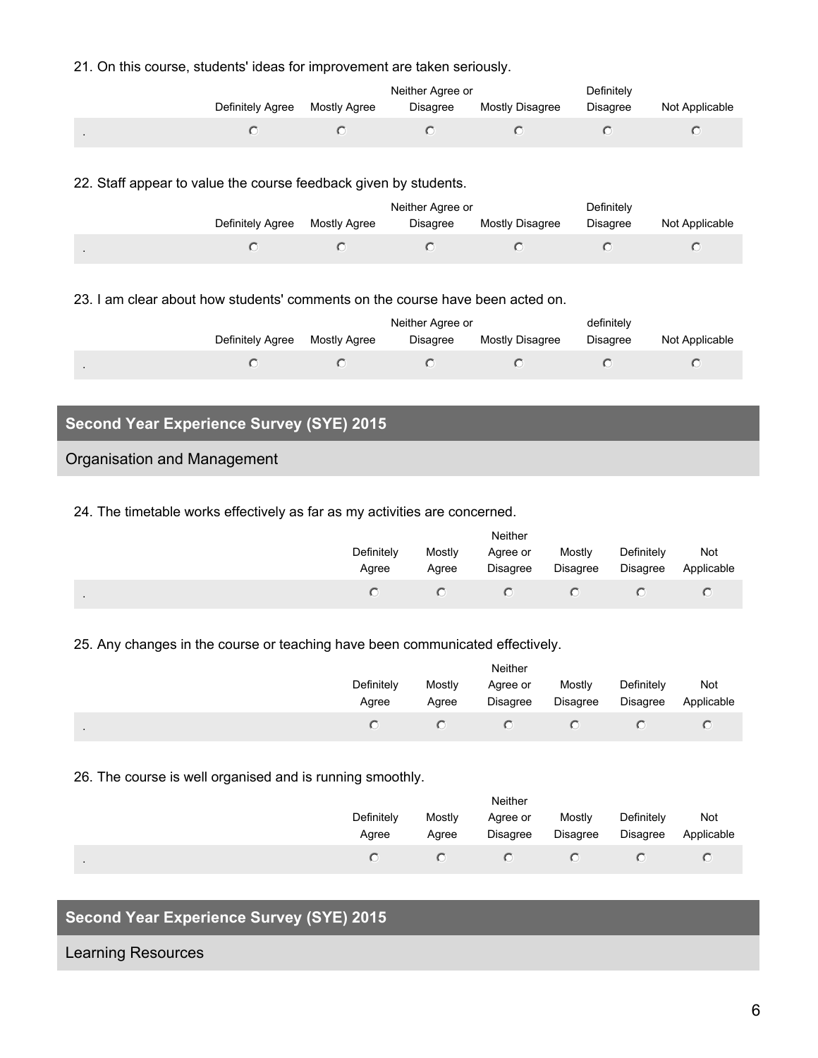21. On this course, students' ideas for improvement are taken seriously.

| | Definitely Agree | Mostly Agree | Neither Agree or Disagree | Mostly Disagree | Definitely Disagree | Not Applicable |
|---|---|---|---|---|---|---|
| . | ○ | ○ | ○ | ○ | ○ | ○ |

22. Staff appear to value the course feedback given by students.

| | Definitely Agree | Mostly Agree | Neither Agree or Disagree | Mostly Disagree | Definitely Disagree | Not Applicable |
|---|---|---|---|---|---|---|
| . | ○ | ○ | ○ | ○ | ○ | ○ |

23. I am clear about how students' comments on the course have been acted on.

| | Definitely Agree | Mostly Agree | Neither Agree or Disagree | Mostly Disagree | definitely Disagree | Not Applicable |
|---|---|---|---|---|---|---|
| . | ○ | ○ | ○ | ○ | ○ | ○ |

## Second Year Experience Survey (SYE) 2015

### Organisation and Management

24. The timetable works effectively as far as my activities are concerned.

| | Definitely Agree | Mostly Agree | Neither Agree or Disagree | Mostly Disagree | Definitely Disagree | Not Applicable |
|---|---|---|---|---|---|---|
| . | ○ | ○ | ○ | ○ | ○ | ○ |

25. Any changes in the course or teaching have been communicated effectively.

| | Definitely Agree | Mostly Agree | Neither Agree or Disagree | Mostly Disagree | Definitely Disagree | Not Applicable |
|---|---|---|---|---|---|---|
| . | ○ | ○ | ○ | ○ | ○ | ○ |

26. The course is well organised and is running smoothly.

| | Definitely Agree | Mostly Agree | Neither Agree or Disagree | Mostly Disagree | Definitely Disagree | Not Applicable |
|---|---|---|---|---|---|---|
| . | ○ | ○ | ○ | ○ | ○ | ○ |

## Second Year Experience Survey (SYE) 2015

### Learning Resources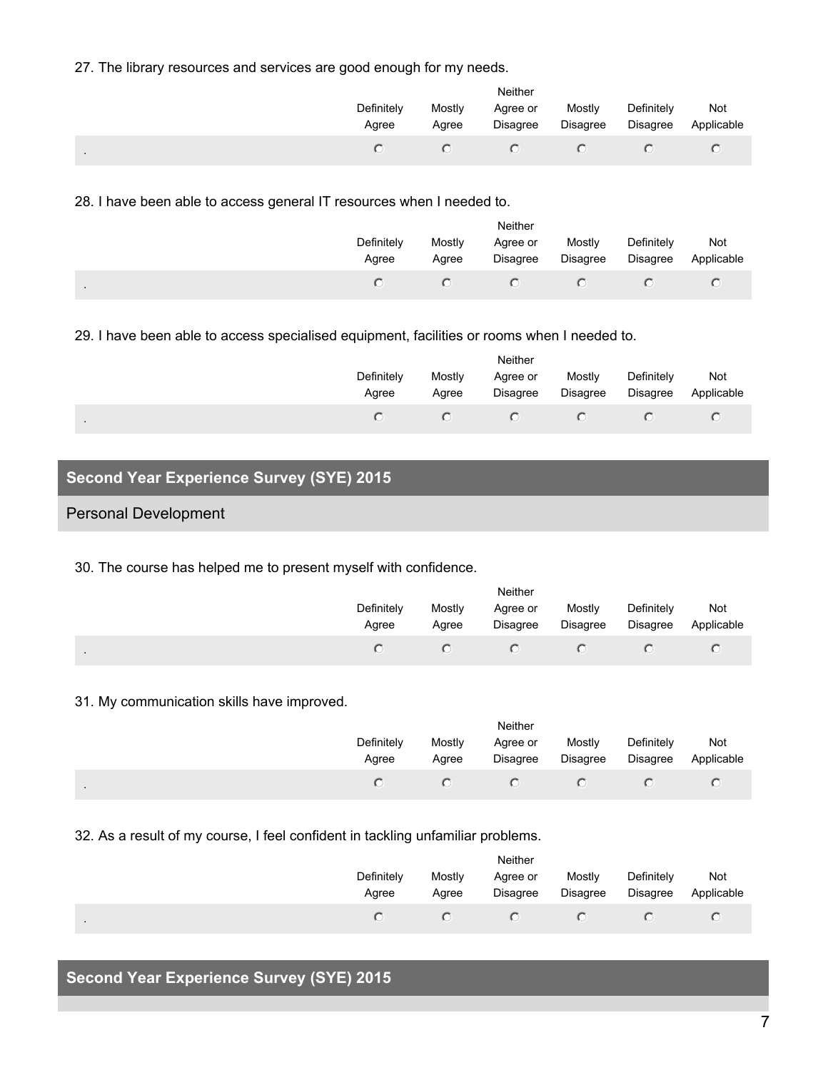27. The library resources and services are good enough for my needs.

| | Definitely Agree | Mostly Agree | Neither Agree or Disagree | Mostly Disagree | Definitely Disagree | Not Applicable |
|---|---|---|---|---|---|---|
| . | ○ | ○ | ○ | ○ | ○ | ○ |

28. I have been able to access general IT resources when I needed to.

| | Definitely Agree | Mostly Agree | Neither Agree or Disagree | Mostly Disagree | Definitely Disagree | Not Applicable |
|---|---|---|---|---|---|---|
| . | ○ | ○ | ○ | ○ | ○ | ○ |

29. I have been able to access specialised equipment, facilities or rooms when I needed to.

| | Definitely Agree | Mostly Agree | Neither Agree or Disagree | Mostly Disagree | Definitely Disagree | Not Applicable |
|---|---|---|---|---|---|---|
| . | ○ | ○ | ○ | ○ | ○ | ○ |

## Second Year Experience Survey (SYE) 2015

### Personal Development

30. The course has helped me to present myself with confidence.

| | Definitely Agree | Mostly Agree | Neither Agree or Disagree | Mostly Disagree | Definitely Disagree | Not Applicable |
|---|---|---|---|---|---|---|
| . | ○ | ○ | ○ | ○ | ○ | ○ |

31. My communication skills have improved.

| | Definitely Agree | Mostly Agree | Neither Agree or Disagree | Mostly Disagree | Definitely Disagree | Not Applicable |
|---|---|---|---|---|---|---|
| . | ○ | ○ | ○ | ○ | ○ | ○ |

32. As a result of my course, I feel confident in tackling unfamiliar problems.

| | Definitely Agree | Mostly Agree | Neither Agree or Disagree | Mostly Disagree | Definitely Disagree | Not Applicable |
|---|---|---|---|---|---|---|
| . | ○ | ○ | ○ | ○ | ○ | ○ |

## Second Year Experience Survey (SYE) 2015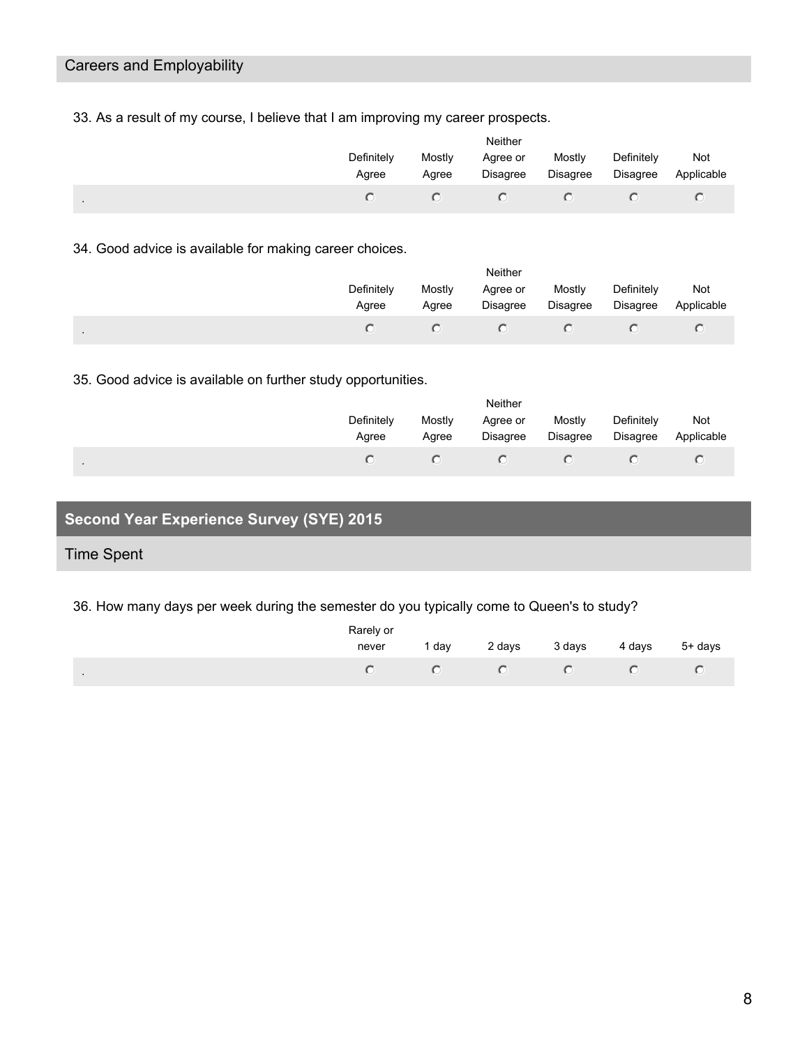## Careers and Employability

33. As a result of my course, I believe that I am improving my career prospects.

| | Definitely Agree | Mostly Agree | Neither Agree or Disagree | Mostly Disagree | Definitely Disagree | Not Applicable |
|---|---|---|---|---|---|---|
| . | ○ | ○ | ○ | ○ | ○ | ○ |

34. Good advice is available for making career choices.

| | Definitely Agree | Mostly Agree | Neither Agree or Disagree | Mostly Disagree | Definitely Disagree | Not Applicable |
|---|---|---|---|---|---|---|
| . | ○ | ○ | ○ | ○ | ○ | ○ |

35. Good advice is available on further study opportunities.

| | Definitely Agree | Mostly Agree | Neither Agree or Disagree | Mostly Disagree | Definitely Disagree | Not Applicable |
|---|---|---|---|---|---|---|
| . | ○ | ○ | ○ | ○ | ○ | ○ |

# Second Year Experience Survey (SYE) 2015

## Time Spent

36. How many days per week during the semester do you typically come to Queen's to study?

| | Rarely or never | 1 day | 2 days | 3 days | 4 days | 5+ days |
|---|---|---|---|---|---|---|
| . | ○ | ○ | ○ | ○ | ○ | ○ |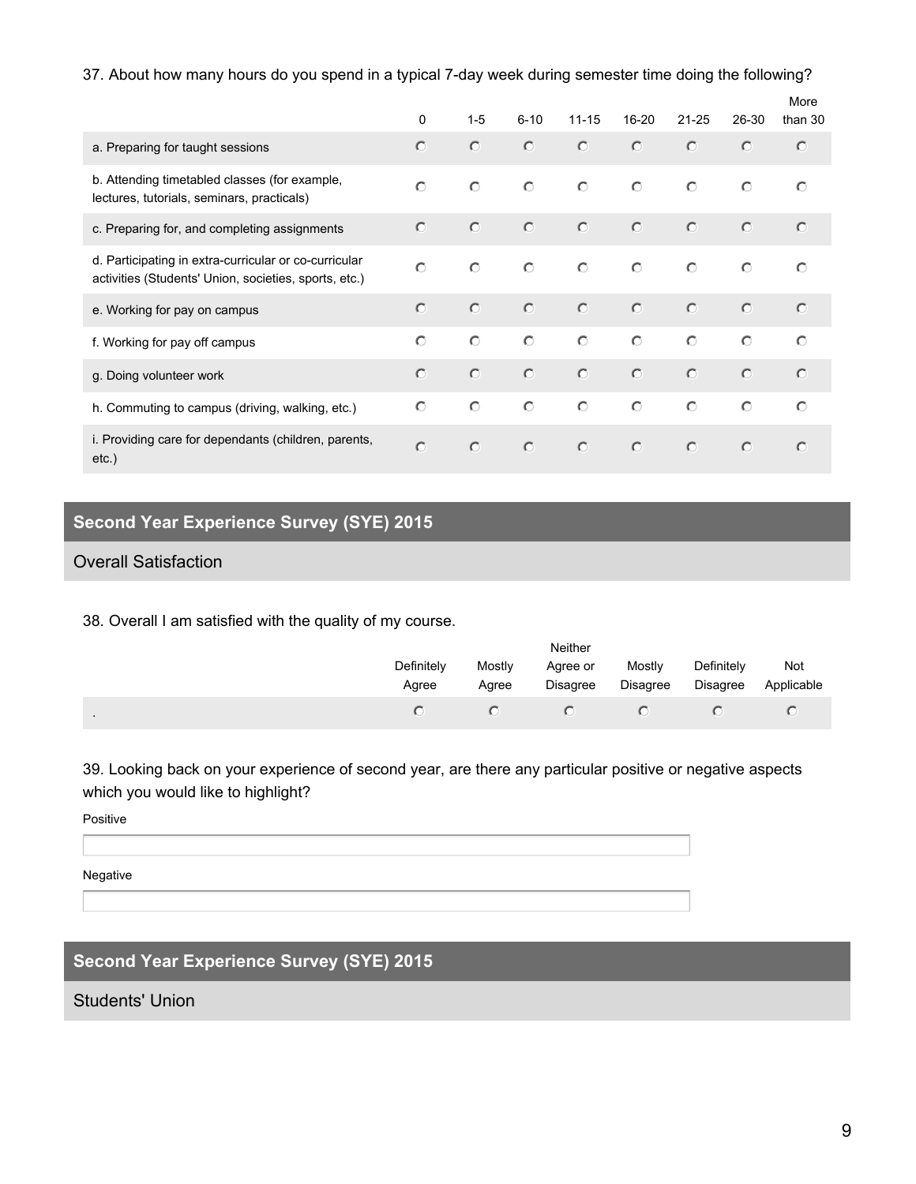37. About how many hours do you spend in a typical 7-day week during semester time doing the following?

| | 0 | 1-5 | 6-10 | 11-15 | 16-20 | 21-25 | 26-30 | More than 30 |
|---|---|---|---|---|---|---|---|---|
| a. Preparing for taught sessions | ○ | ○ | ○ | ○ | ○ | ○ | ○ | ○ |
| b. Attending timetabled classes (for example, lectures, tutorials, seminars, practicals) | ○ | ○ | ○ | ○ | ○ | ○ | ○ | ○ |
| c. Preparing for, and completing assignments | ○ | ○ | ○ | ○ | ○ | ○ | ○ | ○ |
| d. Participating in extra-curricular or co-curricular activities (Students' Union, societies, sports, etc.) | ○ | ○ | ○ | ○ | ○ | ○ | ○ | ○ |
| e. Working for pay on campus | ○ | ○ | ○ | ○ | ○ | ○ | ○ | ○ |
| f. Working for pay off campus | ○ | ○ | ○ | ○ | ○ | ○ | ○ | ○ |
| g. Doing volunteer work | ○ | ○ | ○ | ○ | ○ | ○ | ○ | ○ |
| h. Commuting to campus (driving, walking, etc.) | ○ | ○ | ○ | ○ | ○ | ○ | ○ | ○ |
| i. Providing care for dependants (children, parents, etc.) | ○ | ○ | ○ | ○ | ○ | ○ | ○ | ○ |

## Second Year Experience Survey (SYE) 2015

### Overall Satisfaction

38. Overall I am satisfied with the quality of my course.

| | Definitely Agree | Mostly Agree | Neither Agree or Disagree | Mostly Disagree | Definitely Disagree | Not Applicable |
|---|---|---|---|---|---|---|
| . | ○ | ○ | ○ | ○ | ○ | ○ |

39. Looking back on your experience of second year, are there any particular positive or negative aspects which you would like to highlight?

Positive

\_\_\_\_\_\_\_\_\_\_\_\_\_\_\_\_\_\_\_\_\_\_\_\_\_\_\_\_\_\_\_\_\_\_\_\_\_\_\_\_

Negative

\_\_\_\_\_\_\_\_\_\_\_\_\_\_\_\_\_\_\_\_\_\_\_\_\_\_\_\_\_\_\_\_\_\_\_\_\_\_\_\_

## Second Year Experience Survey (SYE) 2015

### Students' Union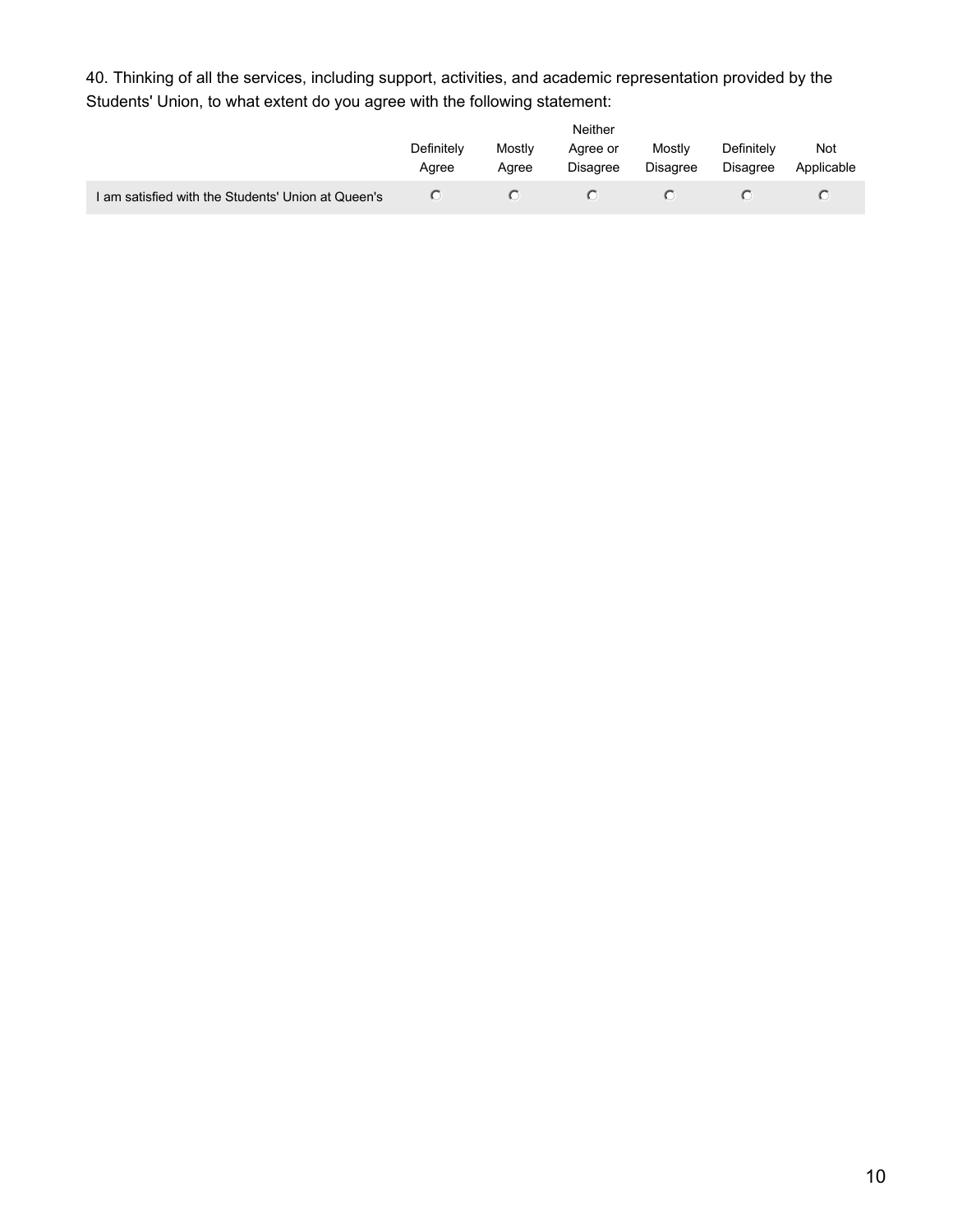40. Thinking of all the services, including support, activities, and academic representation provided by the Students' Union, to what extent do you agree with the following statement:

| | Definitely Agree | Mostly Agree | Neither Agree or Disagree | Mostly Disagree | Definitely Disagree | Not Applicable |
|---|---|---|---|---|---|---|
| I am satisfied with the Students' Union at Queen's | ○ | ○ | ○ | ○ | ○ | ○ |